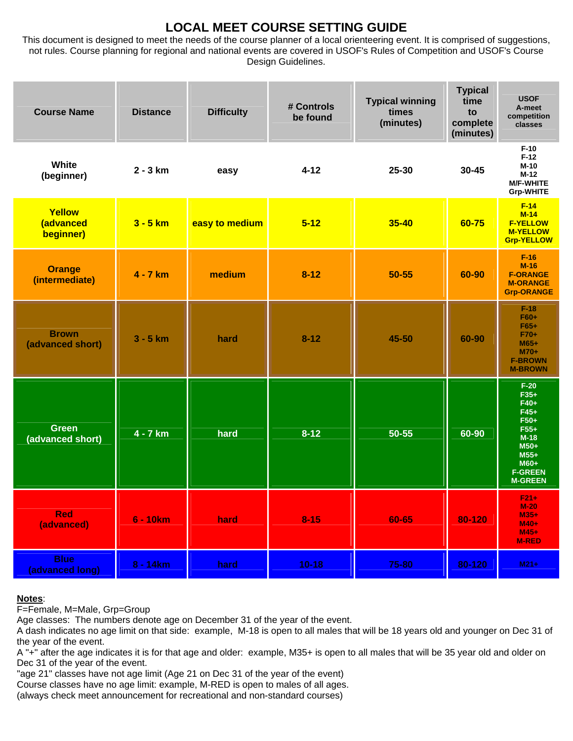# LOCAL MEET COURSE SETTING GUIDE

This document is designed to meet the needs of the course planner of a local orienteering event. It is comprised of suggestions, not rules. Course planning for regional and national events are covered in USOF's Rules of Competition and USOF's Course Design Guidelines.

| Course Name | Distance | Difficulty | # Controls be found | Typical winning times (minutes) | Typical time to complete (minutes) | USOF A-meet competition classes |
|---|---|---|---|---|---|---|
| White (beginner) | 2 - 3 km | easy | 4-12 | 25-30 | 30-45 | F-10 F-12 M-10 M-12 M/F-WHITE Grp-WHITE |
| Yellow (advanced beginner) | 3 - 5 km | easy to medium | 5-12 | 35-40 | 60-75 | F-14 M-14 F-YELLOW M-YELLOW Grp-YELLOW |
| Orange (intermediate) | 4 - 7 km | medium | 8-12 | 50-55 | 60-90 | F-16 M-16 F-ORANGE M-ORANGE Grp-ORANGE |
| Brown (advanced short) | 3 - 5 km | hard | 8-12 | 45-50 | 60-90 | F-18 F60+ F65+ F70+ M65+ M70+ F-BROWN M-BROWN |
| Green (advanced short) | 4 - 7 km | hard | 8-12 | 50-55 | 60-90 | F-20 F35+ F40+ F45+ F50+ F55+ M-18 M50+ M55+ M60+ F-GREEN M-GREEN |
| Red (advanced) | 6 - 10km | hard | 8-15 | 60-65 | 80-120 | F21+ M-20 M35+ M40+ M45+ M-RED |
| Blue (advanced long) | 8 - 14km | hard | 10-18 | 75-80 | 80-120 | M21+ |

**Notes**:

F=Female, M=Male, Grp=Group

Age classes: The numbers denote age on December 31 of the year of the event.

A dash indicates no age limit on that side: example, M-18 is open to all males that will be 18 years old and younger on Dec 31 of the year of the event.

A "+" after the age indicates it is for that age and older: example, M35+ is open to all males that will be 35 year old and older on Dec 31 of the year of the event.

"age 21" classes have not age limit (Age 21 on Dec 31 of the year of the event)

Course classes have no age limit: example, M-RED is open to males of all ages.

(always check meet announcement for recreational and non-standard courses)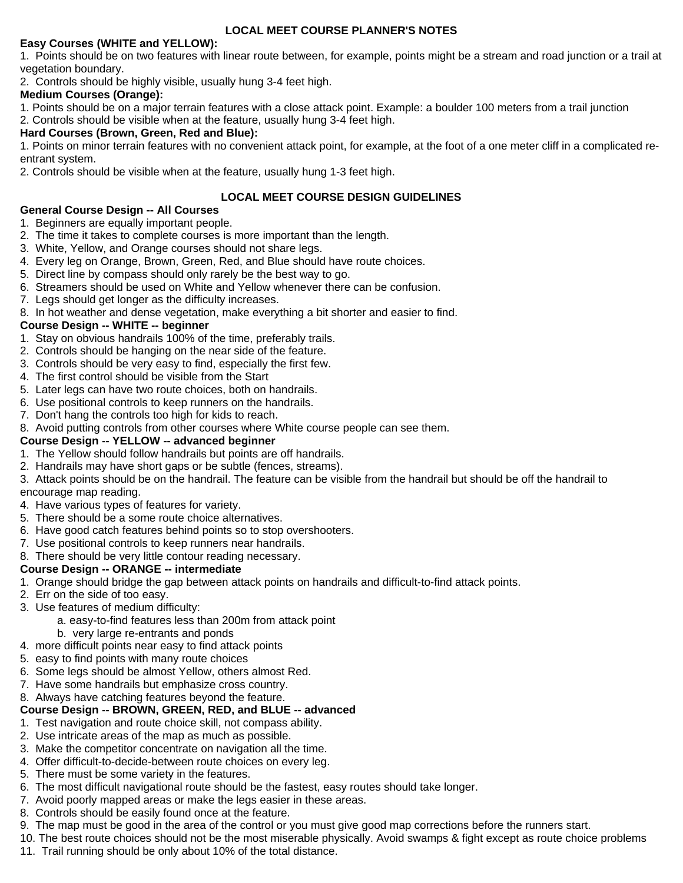## LOCAL MEET COURSE PLANNER'S NOTES

**Easy Courses (WHITE and YELLOW):**

1. Points should be on two features with linear route between, for example, points might be a stream and road junction or a trail at vegetation boundary.
2. Controls should be highly visible, usually hung 3-4 feet high.

**Medium Courses (Orange):**

1. Points should be on a major terrain features with a close attack point. Example: a boulder 100 meters from a trail junction
2. Controls should be visible when at the feature, usually hung 3-4 feet high.

**Hard Courses (Brown, Green, Red and Blue):**

1. Points on minor terrain features with no convenient attack point, for example, at the foot of a one meter cliff in a complicated re-entrant system.
2. Controls should be visible when at the feature, usually hung 1-3 feet high.

## LOCAL MEET COURSE DESIGN GUIDELINES

**General Course Design -- All Courses**

1. Beginners are equally important people.
2. The time it takes to complete courses is more important than the length.
3. White, Yellow, and Orange courses should not share legs.
4. Every leg on Orange, Brown, Green, Red, and Blue should have route choices.
5. Direct line by compass should only rarely be the best way to go.
6. Streamers should be used on White and Yellow whenever there can be confusion.
7. Legs should get longer as the difficulty increases.
8. In hot weather and dense vegetation, make everything a bit shorter and easier to find.

**Course Design -- WHITE -- beginner**

1. Stay on obvious handrails 100% of the time, preferably trails.
2. Controls should be hanging on the near side of the feature.
3. Controls should be very easy to find, especially the first few.
4. The first control should be visible from the Start
5. Later legs can have two route choices, both on handrails.
6. Use positional controls to keep runners on the handrails.
7. Don't hang the controls too high for kids to reach.
8. Avoid putting controls from other courses where White course people can see them.

**Course Design -- YELLOW -- advanced beginner**

1. The Yellow should follow handrails but points are off handrails.
2. Handrails may have short gaps or be subtle (fences, streams).
3. Attack points should be on the handrail. The feature can be visible from the handrail but should be off the handrail to encourage map reading.
4. Have various types of features for variety.
5. There should be a some route choice alternatives.
6. Have good catch features behind points so to stop overshooters.
7. Use positional controls to keep runners near handrails.
8. There should be very little contour reading necessary.

**Course Design -- ORANGE -- intermediate**

1. Orange should bridge the gap between attack points on handrails and difficult-to-find attack points.
2. Err on the side of too easy.
3. Use features of medium difficulty:
   a. easy-to-find features less than 200m from attack point
   b. very large re-entrants and ponds
4. more difficult points near easy to find attack points
5. easy to find points with many route choices
6. Some legs should be almost Yellow, others almost Red.
7. Have some handrails but emphasize cross country.
8. Always have catching features beyond the feature.

**Course Design -- BROWN, GREEN, RED, and BLUE -- advanced**

1. Test navigation and route choice skill, not compass ability.
2. Use intricate areas of the map as much as possible.
3. Make the competitor concentrate on navigation all the time.
4. Offer difficult-to-decide-between route choices on every leg.
5. There must be some variety in the features.
6. The most difficult navigational route should be the fastest, easy routes should take longer.
7. Avoid poorly mapped areas or make the legs easier in these areas.
8. Controls should be easily found once at the feature.
9. The map must be good in the area of the control or you must give good map corrections before the runners start.
10. The best route choices should not be the most miserable physically. Avoid swamps & fight except as route choice problems
11. Trail running should be only about 10% of the total distance.